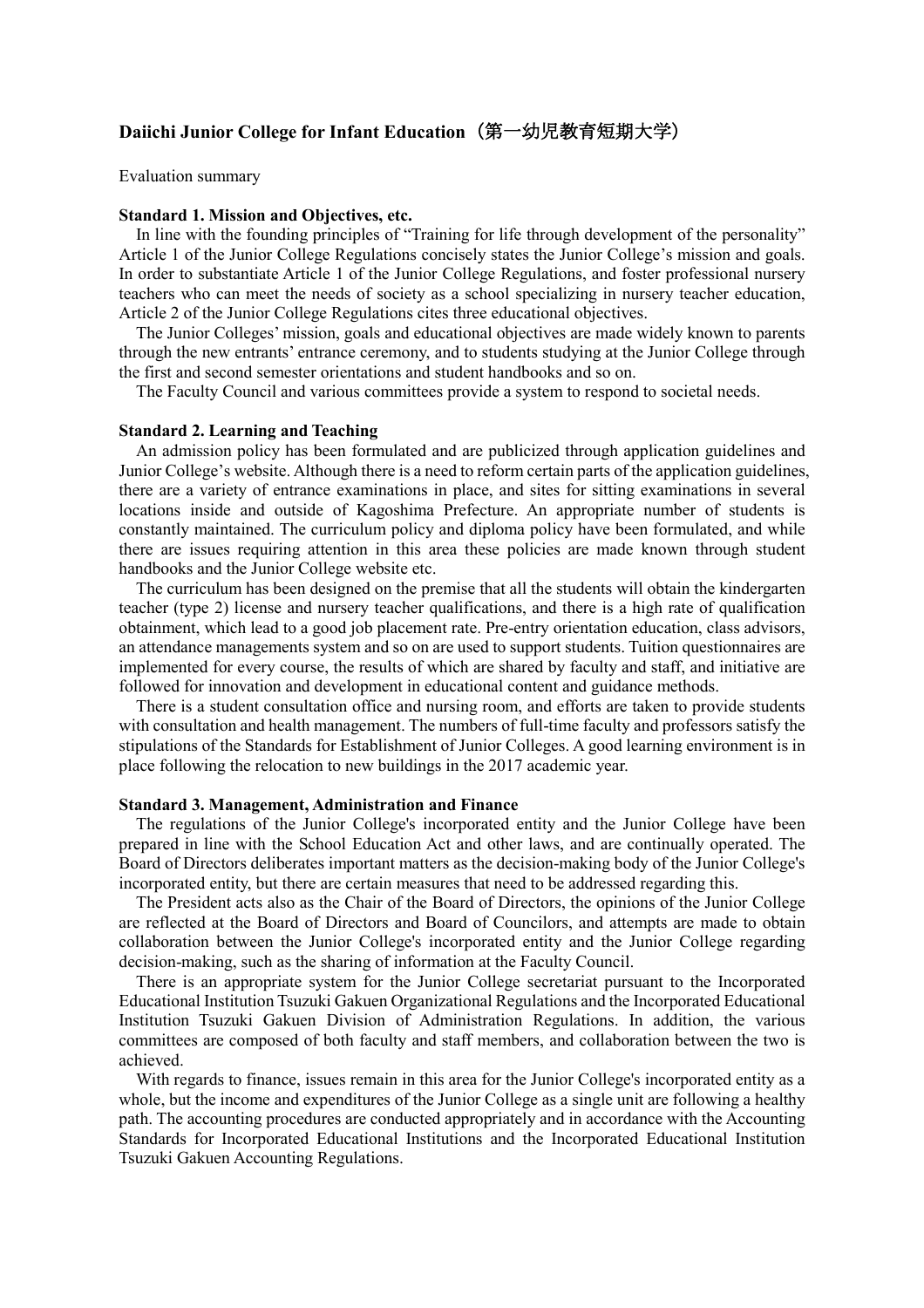## Daiichi Junior College for Infant Education（第一幼児教育短期大学）

Evaluation summary

### Standard 1. Mission and Objectives, etc.

In line with the founding principles of “Training for life through development of the personality” Article 1 of the Junior College Regulations concisely states the Junior College’s mission and goals. In order to substantiate Article 1 of the Junior College Regulations, and foster professional nursery teachers who can meet the needs of society as a school specializing in nursery teacher education, Article 2 of the Junior College Regulations cites three educational objectives.

The Junior Colleges’ mission, goals and educational objectives are made widely known to parents through the new entrants’ entrance ceremony, and to students studying at the Junior College through the first and second semester orientations and student handbooks and so on.

The Faculty Council and various committees provide a system to respond to societal needs.

### Standard 2. Learning and Teaching

An admission policy has been formulated and are publicized through application guidelines and Junior College’s website. Although there is a need to reform certain parts of the application guidelines, there are a variety of entrance examinations in place, and sites for sitting examinations in several locations inside and outside of Kagoshima Prefecture. An appropriate number of students is constantly maintained. The curriculum policy and diploma policy have been formulated, and while there are issues requiring attention in this area these policies are made known through student handbooks and the Junior College website etc.

The curriculum has been designed on the premise that all the students will obtain the kindergarten teacher (type 2) license and nursery teacher qualifications, and there is a high rate of qualification obtainment, which lead to a good job placement rate. Pre-entry orientation education, class advisors, an attendance managements system and so on are used to support students. Tuition questionnaires are implemented for every course, the results of which are shared by faculty and staff, and initiative are followed for innovation and development in educational content and guidance methods.

There is a student consultation office and nursing room, and efforts are taken to provide students with consultation and health management. The numbers of full-time faculty and professors satisfy the stipulations of the Standards for Establishment of Junior Colleges. A good learning environment is in place following the relocation to new buildings in the 2017 academic year.

### Standard 3. Management, Administration and Finance

The regulations of the Junior College's incorporated entity and the Junior College have been prepared in line with the School Education Act and other laws, and are continually operated. The Board of Directors deliberates important matters as the decision-making body of the Junior College's incorporated entity, but there are certain measures that need to be addressed regarding this.

The President acts also as the Chair of the Board of Directors, the opinions of the Junior College are reflected at the Board of Directors and Board of Councilors, and attempts are made to obtain collaboration between the Junior College's incorporated entity and the Junior College regarding decision-making, such as the sharing of information at the Faculty Council.

There is an appropriate system for the Junior College secretariat pursuant to the Incorporated Educational Institution Tsuzuki Gakuen Organizational Regulations and the Incorporated Educational Institution Tsuzuki Gakuen Division of Administration Regulations. In addition, the various committees are composed of both faculty and staff members, and collaboration between the two is achieved.

With regards to finance, issues remain in this area for the Junior College's incorporated entity as a whole, but the income and expenditures of the Junior College as a single unit are following a healthy path. The accounting procedures are conducted appropriately and in accordance with the Accounting Standards for Incorporated Educational Institutions and the Incorporated Educational Institution Tsuzuki Gakuen Accounting Regulations.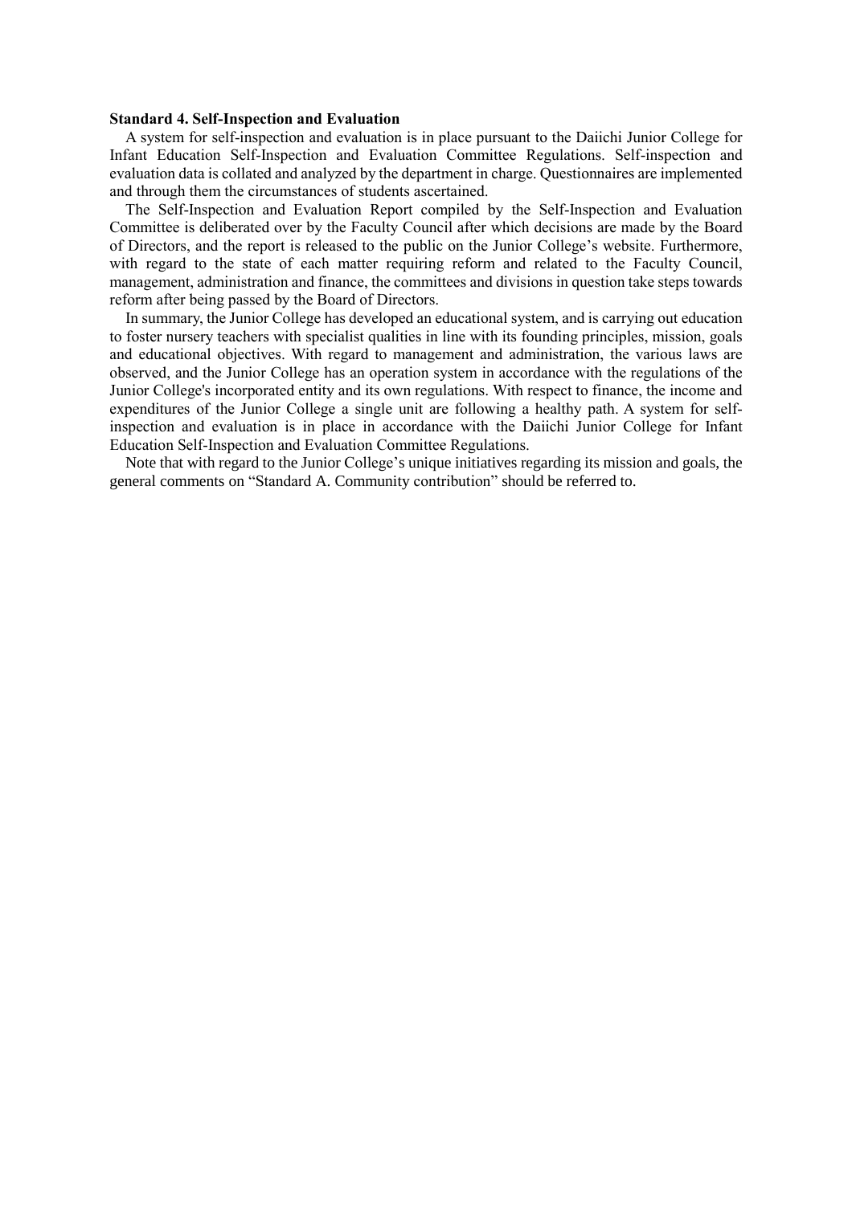**Standard 4. Self-Inspection and Evaluation**

A system for self-inspection and evaluation is in place pursuant to the Daiichi Junior College for Infant Education Self-Inspection and Evaluation Committee Regulations. Self-inspection and evaluation data is collated and analyzed by the department in charge. Questionnaires are implemented and through them the circumstances of students ascertained.

The Self-Inspection and Evaluation Report compiled by the Self-Inspection and Evaluation Committee is deliberated over by the Faculty Council after which decisions are made by the Board of Directors, and the report is released to the public on the Junior College's website. Furthermore, with regard to the state of each matter requiring reform and related to the Faculty Council, management, administration and finance, the committees and divisions in question take steps towards reform after being passed by the Board of Directors.

In summary, the Junior College has developed an educational system, and is carrying out education to foster nursery teachers with specialist qualities in line with its founding principles, mission, goals and educational objectives. With regard to management and administration, the various laws are observed, and the Junior College has an operation system in accordance with the regulations of the Junior College's incorporated entity and its own regulations. With respect to finance, the income and expenditures of the Junior College a single unit are following a healthy path. A system for self-inspection and evaluation is in place in accordance with the Daiichi Junior College for Infant Education Self-Inspection and Evaluation Committee Regulations.

Note that with regard to the Junior College's unique initiatives regarding its mission and goals, the general comments on "Standard A. Community contribution" should be referred to.